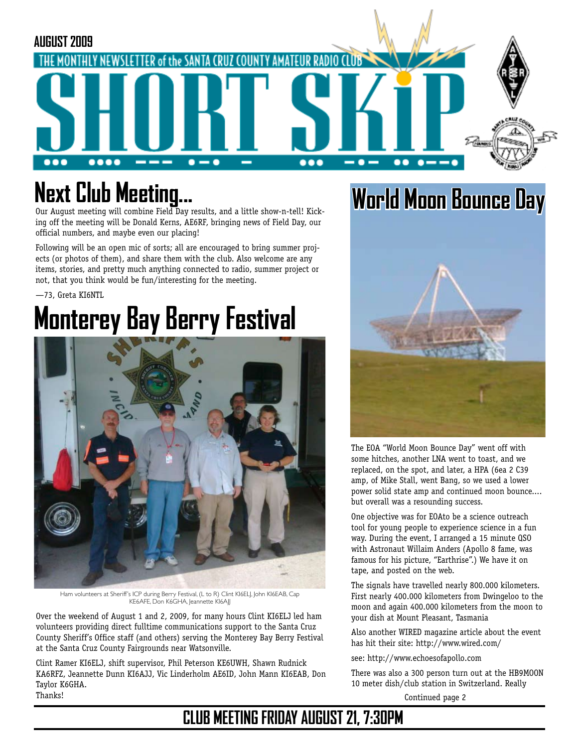AUGUST 2009

THE MONTHLY NEWSLETTER of the SANTA CRUZ COUNTY AMATEUR RADIO CLUB

# SHORT SKiP

## Next Club Meeting...

Our August meeting will combine Field Day results, and a little show-n-tell! Kicking off the meeting will be Donald Kerns, AE6RF, bringing news of Field Day, our official numbers, and maybe even our placing!

Following will be an open mic of sorts; all are encouraged to bring summer projects (or photos of them), and share them with the club. Also welcome are any items, stories, and pretty much anything connected to radio, summer project or not, that you think would be fun/interesting for the meeting.

—73, Greta KI6NTL

## Monterey Bay Berry Festival

Ham volunteers at Sheriff's ICP during Berry Festival, (L to R) Clint KI6ELJ, John KI6EAB, Cap KE6AFE, Don K6GHA, Jeannette KI6AJJ

Over the weekend of August 1 and 2, 2009, for many hours Clint KI6ELJ led ham volunteers providing direct fulltime communications support to the Santa Cruz County Sheriff's Office staff (and others) serving the Monterey Bay Berry Festival at the Santa Cruz County Fairgrounds near Watsonville.

Clint Ramer KI6ELJ, shift supervisor, Phil Peterson KE6UWH, Shawn Rudnick KA6RFZ, Jeannette Dunn KI6AJJ, Vic Linderholm AE6ID, John Mann KI6EAB, Don Taylor K6GHA.
Thanks!

## World Moon Bounce Day

The EOA "World Moon Bounce Day" went off with some hitches, another LNA went to toast, and we replaced, on the spot, and later, a HPA (6ea 2 C39 amp, of Mike Stall, went Bang, so we used a lower power solid state amp and continued moon bounce.... but overall was a resounding success.

One objective was for EOAto be a science outreach tool for young people to experience science in a fun way. During the event, I arranged a 15 minute QSO with Astronaut Willaim Anders (Apollo 8 fame, was famous for his picture, "Earthrise".) We have it on tape, and posted on the web.

The signals have travelled nearly 800.000 kilometers. First nearly 400.000 kilometers from Dwingeloo to the moon and again 400.000 kilometers from the moon to your dish at Mount Pleasant, Tasmania

Also another WIRED magazine article about the event has hit their site: http://www.wired.com/

see: http://www.echoesofapollo.com

There was also a 300 person turn out at the HB9MOON 10 meter dish/club station in Switzerland. Really

Continued page 2

**CLUB MEETING FRIDAY AUGUST 21, 7:30PM**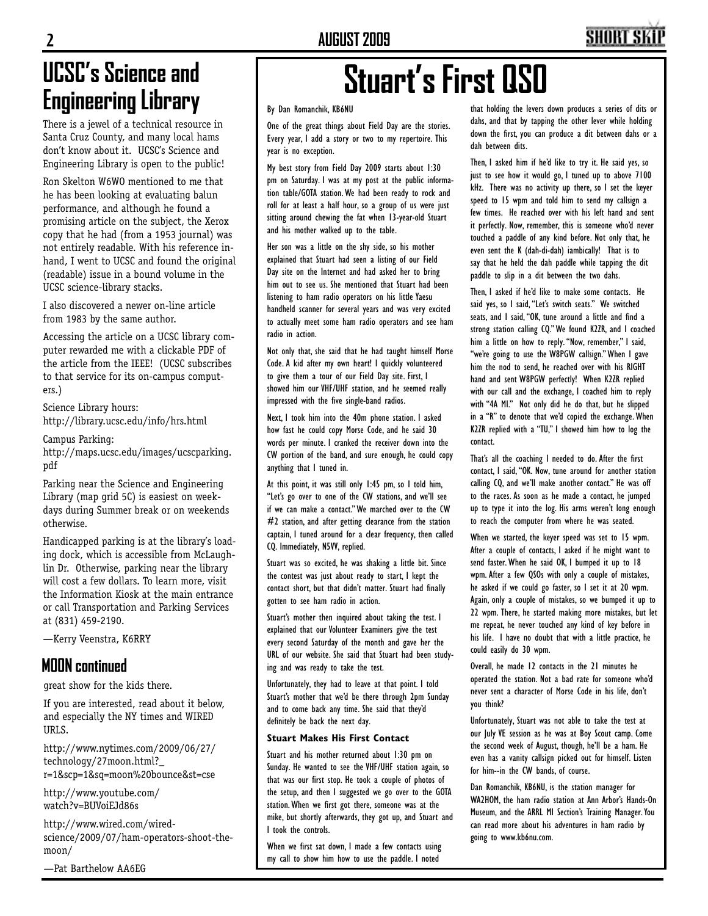## UCSC's Science and Engineering Library

There is a jewel of a technical resource in Santa Cruz County, and many local hams don't know about it. UCSC's Science and Engineering Library is open to the public!

Ron Skelton W6WO mentioned to me that he has been looking at evaluating balun performance, and although he found a promising article on the subject, the Xerox copy that he had (from a 1953 journal) was not entirely readable. With his reference in-hand, I went to UCSC and found the original (readable) issue in a bound volume in the UCSC science-library stacks.

I also discovered a newer on-line article from 1983 by the same author.

Accessing the article on a UCSC library computer rewarded me with a clickable PDF of the article from the IEEE! (UCSC subscribes to that service for its on-campus computers.)

Science Library hours:
http://library.ucsc.edu/info/hrs.html

Campus Parking:
http://maps.ucsc.edu/images/ucscparking.pdf

Parking near the Science and Engineering Library (map grid 5C) is easiest on weekdays during Summer break or on weekends otherwise.

Handicapped parking is at the library's loading dock, which is accessible from McLaughlin Dr. Otherwise, parking near the library will cost a few dollars. To learn more, visit the Information Kiosk at the main entrance or call Transportation and Parking Services at (831) 459-2190.

—Kerry Veenstra, K6RRY

### MOON continued

great show for the kids there.

If you are interested, read about it below, and especially the NY times and WIRED URLS.

http://www.nytimes.com/2009/06/27/technology/27moon.html?_r=1&scp=1&sq=moon%20bounce&st=cse

http://www.youtube.com/watch?v=BUVoiEJd86s

http://www.wired.com/wiredscience/2009/07/ham-operators-shoot-the-moon/

—Pat Barthelow AA6EG

# Stuart's First QSO

By Dan Romanchik, KB6NU

One of the great things about Field Day are the stories. Every year, I add a story or two to my repertoire. This year is no exception.

My best story from Field Day 2009 starts about 1:30 pm on Saturday. I was at my post at the public information table/GOTA station. We had been ready to rock and roll for at least a half hour, so a group of us were just sitting around chewing the fat when 13-year-old Stuart and his mother walked up to the table.

Her son was a little on the shy side, so his mother explained that Stuart had seen a listing of our Field Day site on the Internet and had asked her to bring him out to see us. She mentioned that Stuart had been listening to ham radio operators on his little Yaesu handheld scanner for several years and was very excited to actually meet some ham radio operators and see ham radio in action.

Not only that, she said that he had taught himself Morse Code. A kid after my own heart! I quickly volunteered to give them a tour of our Field Day site. First, I showed him our VHF/UHF station, and he seemed really impressed with the five single-band radios.

Next, I took him into the 40m phone station. I asked how fast he could copy Morse Code, and he said 30 words per minute. I cranked the receiver down into the CW portion of the band, and sure enough, he could copy anything that I tuned in.

At this point, it was still only 1:45 pm, so I told him, "Let's go over to one of the CW stations, and we'll see if we can make a contact." We marched over to the CW #2 station, and after getting clearance from the station captain, I tuned around for a clear frequency, then called CQ. Immediately, N5VV, replied.

Stuart was so excited, he was shaking a little bit. Since the contest was just about ready to start, I kept the contact short, but that didn't matter. Stuart had finally gotten to see ham radio in action.

Stuart's mother then inquired about taking the test. I explained that our Volunteer Examiners give the test every second Saturday of the month and gave her the URL of our website. She said that Stuart had been studying and was ready to take the test.

Unfortunately, they had to leave at that point. I told Stuart's mother that we'd be there through 2pm Sunday and to come back any time. She said that they'd definitely be back the next day.

**Stuart Makes His First Contact**

Stuart and his mother returned about 1:30 pm on Sunday. He wanted to see the VHF/UHF station again, so that was our first stop. He took a couple of photos of the setup, and then I suggested we go over to the GOTA station. When we first got there, someone was at the mike, but shortly afterwards, they got up, and Stuart and I took the controls.

When we first sat down, I made a few contacts using my call to show him how to use the paddle. I noted that holding the levers down produces a series of dits or dahs, and that by tapping the other lever while holding down the first, you can produce a dit between dahs or a dah between dits.

Then, I asked him if he'd like to try it. He said yes, so just to see how it would go, I tuned up to above 7100 kHz. There was no activity up there, so I set the keyer speed to 15 wpm and told him to send my callsign a few times. He reached over with his left hand and sent it perfectly. Now, remember, this is someone who'd never touched a paddle of any kind before. Not only that, he even sent the K (dah-di-dah) iambically! That is to say that he held the dah paddle while tapping the dit paddle to slip in a dit between the two dahs.

Then, I asked if he'd like to make some contacts. He said yes, so I said, "Let's switch seats." We switched seats, and I said, "OK, tune around a little and find a strong station calling CQ." We found K2ZR, and I coached him a little on how to reply. "Now, remember," I said, "we're going to use the W8PGW callsign." When I gave him the nod to send, he reached over with his RIGHT hand and sent W8PGW perfectly! When K2ZR replied with our call and the exchange, I coached him to reply with "4A MI." Not only did he do that, but he slipped in a "R" to denote that we'd copied the exchange. When K2ZR replied with a "TU," I showed him how to log the contact.

That's all the coaching I needed to do. After the first contact, I said, "OK. Now, tune around for another station calling CQ, and we'll make another contact." He was off to the races. As soon as he made a contact, he jumped up to type it into the log. His arms weren't long enough to reach the computer from where he was seated.

When we started, the keyer speed was set to 15 wpm. After a couple of contacts, I asked if he might want to send faster. When he said OK, I bumped it up to 18 wpm. After a few QSOs with only a couple of mistakes, he asked if we could go faster, so I set it at 20 wpm. Again, only a couple of mistakes, so we bumped it up to 22 wpm. There, he started making more mistakes, but let me repeat, he never touched any kind of key before in his life. I have no doubt that with a little practice, he could easily do 30 wpm.

Overall, he made 12 contacts in the 21 minutes he operated the station. Not a bad rate for someone who'd never sent a character of Morse Code in his life, don't you think?

Unfortunately, Stuart was not able to take the test at our July VE session as he was at Boy Scout camp. Come the second week of August, though, he'll be a ham. He even has a vanity callsign picked out for himself. Listen for him--in the CW bands, of course.

Dan Romanchik, KB6NU, is the station manager for WA2HOM, the ham radio station at Ann Arbor's Hands-On Museum, and the ARRL MI Section's Training Manager. You can read more about his adventures in ham radio by going to www.kb6nu.com.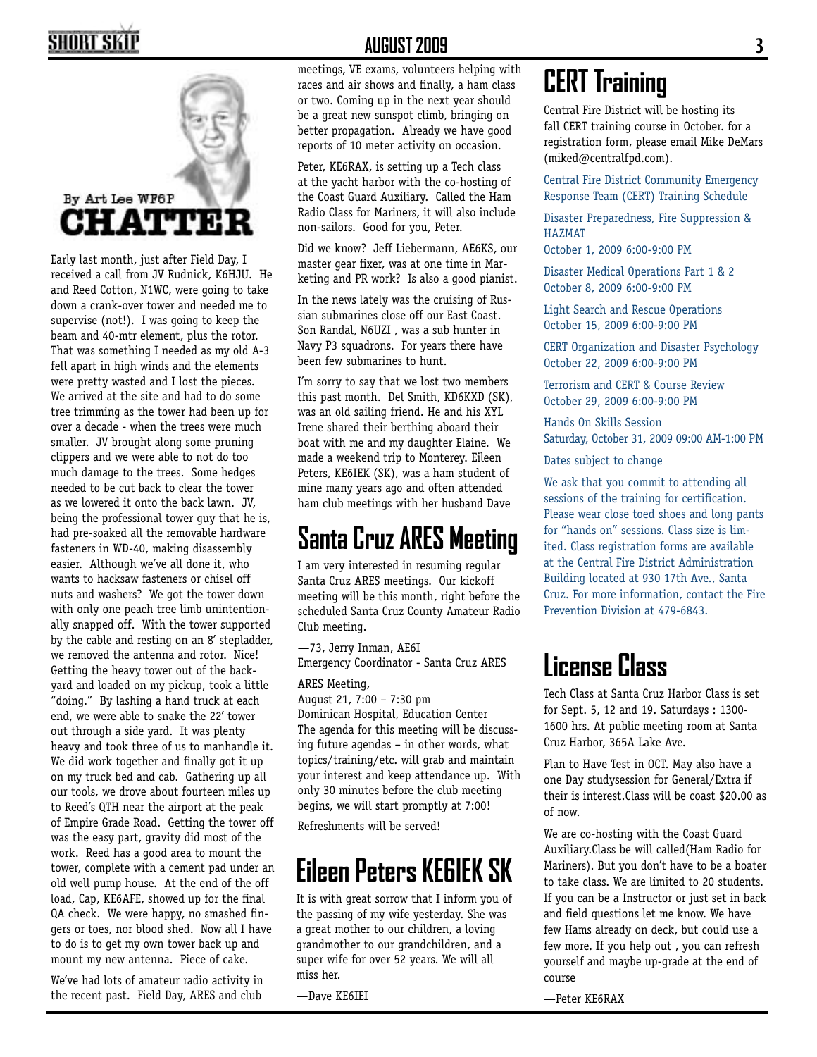## CHATTER

By Art Lee WF6P

Early last month, just after Field Day, I received a call from JV Rudnick, K6HJU. He and Reed Cotton, N1WC, were going to take down a crank-over tower and needed me to supervise (not!). I was going to keep the beam and 40-mtr element, plus the rotor. That was something I needed as my old A-3 fell apart in high winds and the elements were pretty wasted and I lost the pieces. We arrived at the site and had to do some tree trimming as the tower had been up for over a decade - when the trees were much smaller. JV brought along some pruning clippers and we were able to not do too much damage to the trees. Some hedges needed to be cut back to clear the tower as we lowered it onto the back lawn. JV, being the professional tower guy that he is, had pre-soaked all the removable hardware fasteners in WD-40, making disassembly easier. Although we've all done it, who wants to hacksaw fasteners or chisel off nuts and washers? We got the tower down with only one peach tree limb unintentionally snapped off. With the tower supported by the cable and resting on an 8' stepladder, we removed the antenna and rotor. Nice! Getting the heavy tower out of the backyard and loaded on my pickup, took a little "doing." By lashing a hand truck at each end, we were able to snake the 22' tower out through a side yard. It was plenty heavy and took three of us to manhandle it. We did work together and finally got it up on my truck bed and cab. Gathering up all our tools, we drove about fourteen miles up to Reed's QTH near the airport at the peak of Empire Grade Road. Getting the tower off was the easy part, gravity did most of the work. Reed has a good area to mount the tower, complete with a cement pad under an old well pump house. At the end of the off load, Cap, KE6AFE, showed up for the final QA check. We were happy, no smashed fingers or toes, nor blood shed. Now all I have to do is to get my own tower back up and mount my new antenna. Piece of cake.

We've had lots of amateur radio activity in the recent past. Field Day, ARES and club meetings, VE exams, volunteers helping with races and air shows and finally, a ham class or two. Coming up in the next year should be a great new sunspot climb, bringing on better propagation. Already we have good reports of 10 meter activity on occasion.

Peter, KE6RAX, is setting up a Tech class at the yacht harbor with the co-hosting of the Coast Guard Auxiliary. Called the Ham Radio Class for Mariners, it will also include non-sailors. Good for you, Peter.

Did we know? Jeff Liebermann, AE6KS, our master gear fixer, was at one time in Marketing and PR work? Is also a good pianist.

In the news lately was the cruising of Russian submarines close off our East Coast. Son Randal, N6UZI , was a sub hunter in Navy P3 squadrons. For years there have been few submarines to hunt.

I'm sorry to say that we lost two members this past month. Del Smith, KD6KXD (SK), was an old sailing friend. He and his XYL Irene shared their berthing aboard their boat with me and my daughter Elaine. We made a weekend trip to Monterey. Eileen Peters, KE6IEK (SK), was a ham student of mine many years ago and often attended ham club meetings with her husband Dave

## Santa Cruz ARES Meeting

I am very interested in resuming regular Santa Cruz ARES meetings. Our kickoff meeting will be this month, right before the scheduled Santa Cruz County Amateur Radio Club meeting.

—73, Jerry Inman, AE6I
Emergency Coordinator - Santa Cruz ARES

ARES Meeting,
August 21, 7:00 – 7:30 pm
Dominican Hospital, Education Center
The agenda for this meeting will be discussing future agendas – in other words, what topics/training/etc. will grab and maintain your interest and keep attendance up. With only 30 minutes before the club meeting begins, we will start promptly at 7:00!

Refreshments will be served!

## Eileen Peters KE6IEK SK

It is with great sorrow that I inform you of the passing of my wife yesterday. She was a great mother to our children, a loving grandmother to our grandchildren, and a super wife for over 52 years. We will all miss her.

—Dave KE6IEI

## CERT Training

Central Fire District will be hosting its fall CERT training course in October. for a registration form, please email Mike DeMars (miked@centralfpd.com).

Central Fire District Community Emergency Response Team (CERT) Training Schedule

Disaster Preparedness, Fire Suppression & HAZMAT
October 1, 2009 6:00-9:00 PM

Disaster Medical Operations Part 1 & 2
October 8, 2009 6:00-9:00 PM

Light Search and Rescue Operations
October 15, 2009 6:00-9:00 PM

CERT Organization and Disaster Psychology
October 22, 2009 6:00-9:00 PM

Terrorism and CERT & Course Review
October 29, 2009 6:00-9:00 PM

Hands On Skills Session
Saturday, October 31, 2009 09:00 AM-1:00 PM

Dates subject to change

We ask that you commit to attending all sessions of the training for certification. Please wear close toed shoes and long pants for "hands on" sessions. Class size is limited. Class registration forms are available at the Central Fire District Administration Building located at 930 17th Ave., Santa Cruz. For more information, contact the Fire Prevention Division at 479-6843.

## License Class

Tech Class at Santa Cruz Harbor Class is set for Sept. 5, 12 and 19. Saturdays : 1300-1600 hrs. At public meeting room at Santa Cruz Harbor, 365A Lake Ave.

Plan to Have Test in OCT. May also have a one Day studysession for General/Extra if their is interest.Class will be coast $20.00 as of now.

We are co-hosting with the Coast Guard Auxiliary.Class be will called(Ham Radio for Mariners). But you don't have to be a boater to take class. We are limited to 20 students. If you can be a Instructor or just set in back and field questions let me know. We have few Hams already on deck, but could use a few more. If you help out , you can refresh yourself and maybe up-grade at the end of course

—Peter KE6RAX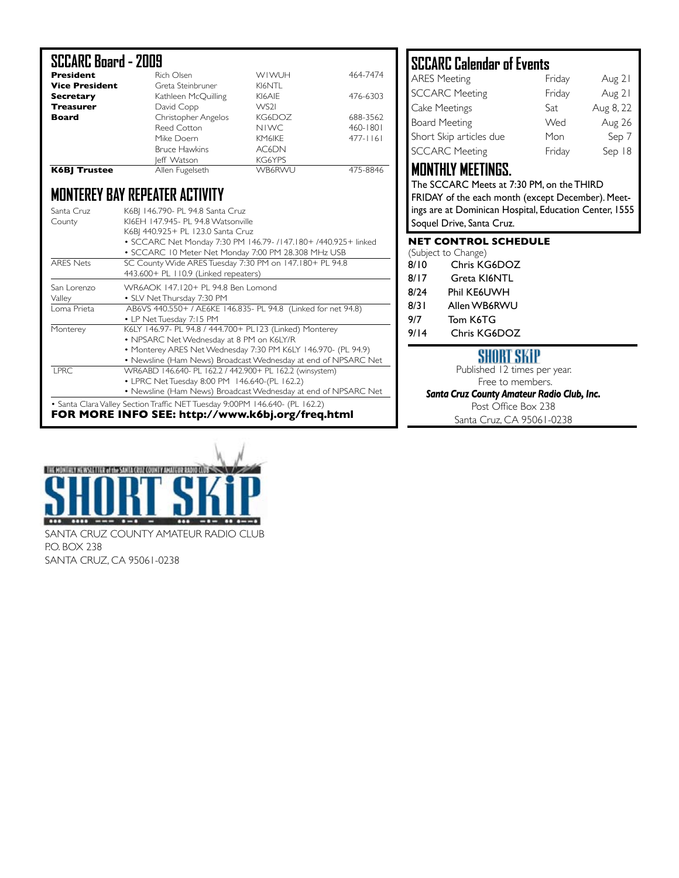## SCCARC Board - 2009

| | | | |
|---|---|---|---|
| **President** | Rich Olsen | W1WUH | 464-7474 |
| **Vice President** | Greta Steinbruner | KI6NTL | |
| **Secretary** | Kathleen McQuilling | KI6AIE | 476-6303 |
| **Treasurer** | David Copp | WS2I | |
| **Board** | Christopher Angelos | KG6DOZ | 688-3562 |
| | Reed Cotton | N1WC | 460-1801 |
| | Mike Doern | KM6IKE | 477-1161 |
| | Bruce Hawkins | AC6DN | |
| | Jeff Watson | KG6YPS | |
| **K6BJ Trustee** | Allen Fugelseth | WB6RWU | 475-8846 |

## MONTEREY BAY REPEATER ACTIVITY

| | |
|---|---|
| Santa Cruz County | K6BJ 146.790- PL 94.8 Santa Cruz<br>KI6EH 147.945- PL 94.8 Watsonville<br>K6BJ 440.925+ PL 123.0 Santa Cruz<br>• SCCARC Net Monday 7:30 PM 146.79- /147.180+ /440.925+ linked<br>• SCCARC 10 Meter Net Monday 7:00 PM 28.308 MHz USB |
| ARES Nets | SC County Wide ARES Tuesday 7:30 PM on 147.180+ PL 94.8<br>443.600+ PL 110.9 (Linked repeaters) |
| San Lorenzo Valley | WR6AOK 147.120+ PL 94.8 Ben Lomond<br>• SLV Net Thursday 7:30 PM |
| Loma Prieta | AB6VS 440.550+ / AE6KE 146.835- PL 94.8 (Linked for net 94.8)<br>• LP Net Tuesday 7:15 PM |
| Monterey | K6LY 146.97- PL 94.8 / 444.700+ PL123 (Linked) Monterey<br>• NPSARC Net Wednesday at 8 PM on K6LY/R<br>• Monterey ARES Net Wednesday 7:30 PM K6LY 146.970- (PL 94.9)<br>• Newsline (Ham News) Broadcast Wednesday at end of NPSARC Net |
| LPRC | WR6ABD 146.640- PL 162.2 / 442.900+ PL 162.2 (winsystem)<br>• LPRC Net Tuesday 8:00 PM 146.640-(PL 162.2)<br>• Newsline (Ham News) Broadcast Wednesday at end of NPSARC Net |

• Santa Clara Valley Section Traffic NET Tuesday 9:00PM 146.640- (PL 162.2)

**FOR MORE INFO SEE: http://www.k6bj.org/freq.html**

## SCCARC Calendar of Events

| | | |
|---|---|---|
| ARES Meeting | Friday | Aug 21 |
| SCCARC Meeting | Friday | Aug 21 |
| Cake Meetings | Sat | Aug 8, 22 |
| Board Meeting | Wed | Aug 26 |
| Short Skip articles due | Mon | Sep 7 |
| SCCARC Meeting | Friday | Sep 18 |

## MONTHLY MEETINGS.

The SCCARC Meets at 7:30 PM, on the THIRD FRIDAY of the each month (except December). Meetings are at Dominican Hospital, Education Center, 1555 Soquel Drive, Santa Cruz.

### NET CONTROL SCHEDULE

(Subject to Change)

| | |
|---|---|
| 8/10 | Chris KG6DOZ |
| 8/17 | Greta KI6NTL |
| 8/24 | Phil KE6UWH |
| 8/31 | Allen WB6RWU |
| 9/7 | Tom K6TG |
| 9/14 | Chris KG6DOZ |

## SHORT SKIP

Published 12 times per year.
Free to members.
***Santa Cruz County Amateur Radio Club, Inc.***
Post Office Box 238
Santa Cruz, CA 95061-0238

THE MONTHLY NEWSLETTER of the SANTA CRUZ COUNTY AMATEUR RADIO CLUB

SHORT SKIP

SANTA CRUZ COUNTY AMATEUR RADIO CLUB
P.O. BOX 238
SANTA CRUZ, CA 95061-0238